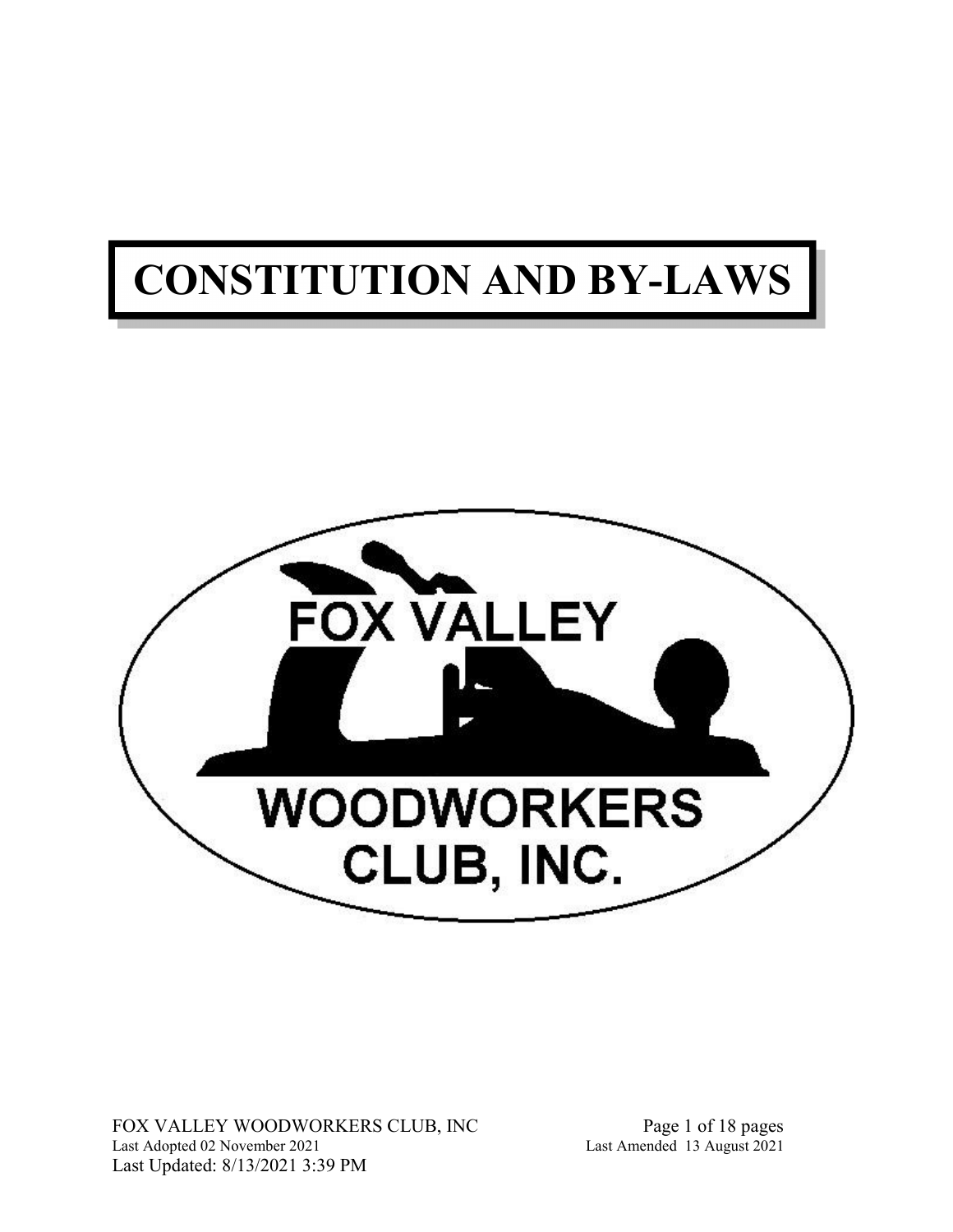# CONSTITUTION AND BY-LAWS

FOX VALLEY WOODWORKERS CLUB, INC.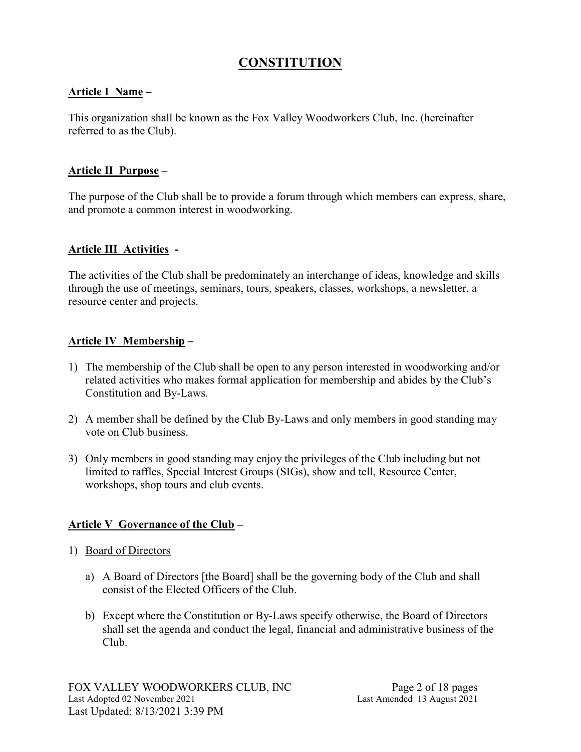# CONSTITUTION

## Article I Name –

This organization shall be known as the Fox Valley Woodworkers Club, Inc. (hereinafter referred to as the Club).

## Article II Purpose –

The purpose of the Club shall be to provide a forum through which members can express, share, and promote a common interest in woodworking.

## Article III Activities -

The activities of the Club shall be predominately an interchange of ideas, knowledge and skills through the use of meetings, seminars, tours, speakers, classes, workshops, a newsletter, a resource center and projects.

## Article IV Membership –

1) The membership of the Club shall be open to any person interested in woodworking and/or related activities who makes formal application for membership and abides by the Club's Constitution and By-Laws.
2) A member shall be defined by the Club By-Laws and only members in good standing may vote on Club business.
3) Only members in good standing may enjoy the privileges of the Club including but not limited to raffles, Special Interest Groups (SIGs), show and tell, Resource Center, workshops, shop tours and club events.

## Article V Governance of the Club –

1) Board of Directors
   a) A Board of Directors [the Board] shall be the governing body of the Club and shall consist of the Elected Officers of the Club.
   b) Except where the Constitution or By-Laws specify otherwise, the Board of Directors shall set the agenda and conduct the legal, financial and administrative business of the Club.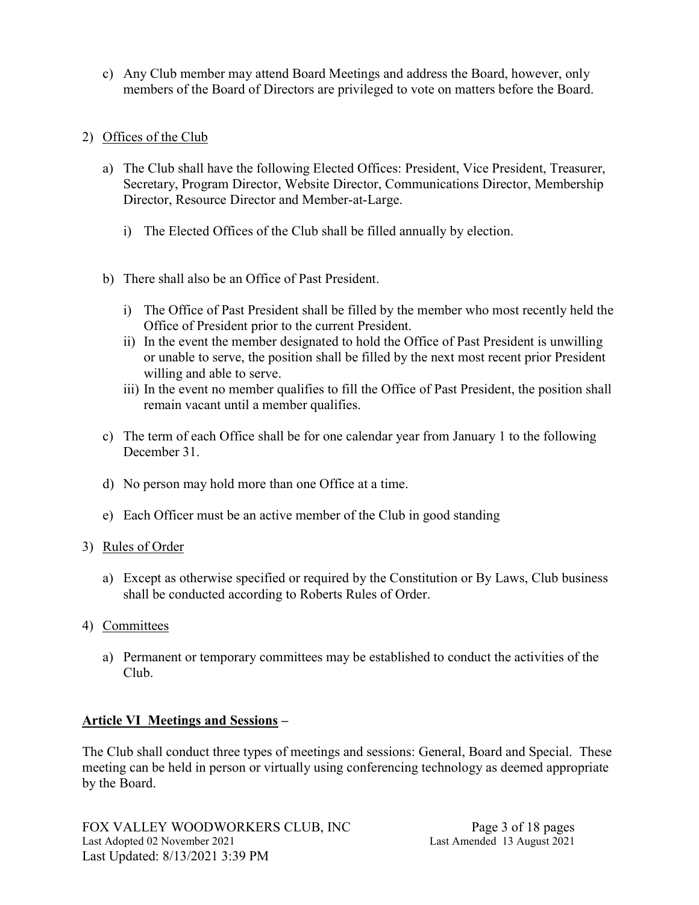c) Any Club member may attend Board Meetings and address the Board, however, only members of the Board of Directors are privileged to vote on matters before the Board.

2) Offices of the Club

   a) The Club shall have the following Elected Offices: President, Vice President, Treasurer, Secretary, Program Director, Website Director, Communications Director, Membership Director, Resource Director and Member-at-Large.

      i) The Elected Offices of the Club shall be filled annually by election.

   b) There shall also be an Office of Past President.

      i) The Office of Past President shall be filled by the member who most recently held the Office of President prior to the current President.
      ii) In the event the member designated to hold the Office of Past President is unwilling or unable to serve, the position shall be filled by the next most recent prior President willing and able to serve.
      iii) In the event no member qualifies to fill the Office of Past President, the position shall remain vacant until a member qualifies.

   c) The term of each Office shall be for one calendar year from January 1 to the following December 31.

   d) No person may hold more than one Office at a time.

   e) Each Officer must be an active member of the Club in good standing

3) Rules of Order

   a) Except as otherwise specified or required by the Constitution or By Laws, Club business shall be conducted according to Roberts Rules of Order.

4) Committees

   a) Permanent or temporary committees may be established to conduct the activities of the Club.

**Article VI Meetings and Sessions** –

The Club shall conduct three types of meetings and sessions: General, Board and Special. These meeting can be held in person or virtually using conferencing technology as deemed appropriate by the Board.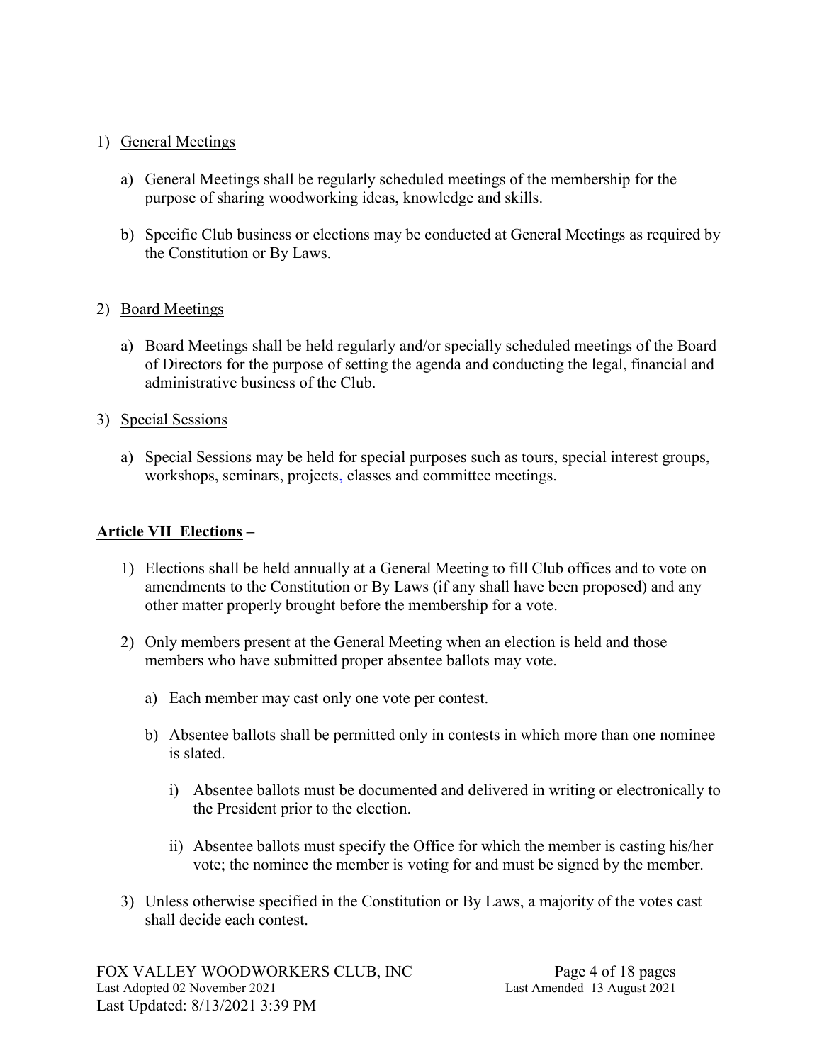1) General Meetings

   a) General Meetings shall be regularly scheduled meetings of the membership for the purpose of sharing woodworking ideas, knowledge and skills.

   b) Specific Club business or elections may be conducted at General Meetings as required by the Constitution or By Laws.

2) Board Meetings

   a) Board Meetings shall be held regularly and/or specially scheduled meetings of the Board of Directors for the purpose of setting the agenda and conducting the legal, financial and administrative business of the Club.

3) Special Sessions

   a) Special Sessions may be held for special purposes such as tours, special interest groups, workshops, seminars, projects, classes and committee meetings.

**Article VII Elections –**

1) Elections shall be held annually at a General Meeting to fill Club offices and to vote on amendments to the Constitution or By Laws (if any shall have been proposed) and any other matter properly brought before the membership for a vote.

2) Only members present at the General Meeting when an election is held and those members who have submitted proper absentee ballots may vote.

   a) Each member may cast only one vote per contest.

   b) Absentee ballots shall be permitted only in contests in which more than one nominee is slated.

      i) Absentee ballots must be documented and delivered in writing or electronically to the President prior to the election.

      ii) Absentee ballots must specify the Office for which the member is casting his/her vote; the nominee the member is voting for and must be signed by the member.

3) Unless otherwise specified in the Constitution or By Laws, a majority of the votes cast shall decide each contest.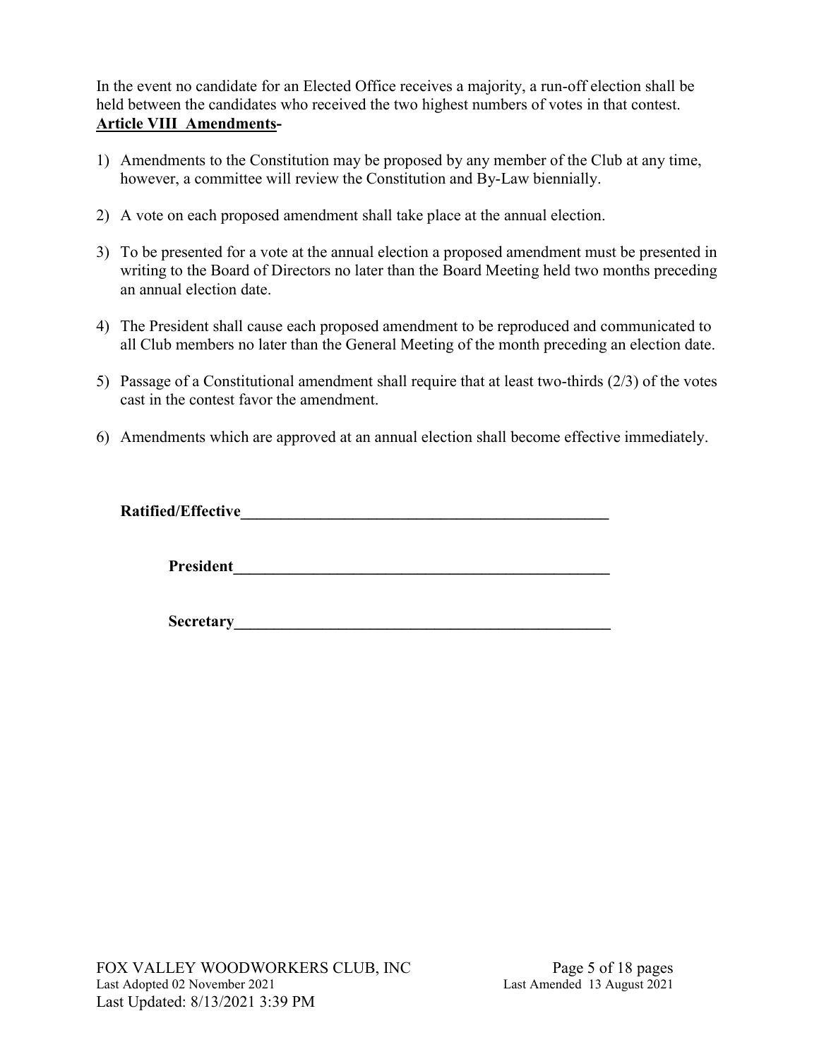In the event no candidate for an Elected Office receives a majority, a run-off election shall be held between the candidates who received the two highest numbers of votes in that contest.

## Article VIII Amendments-

1) Amendments to the Constitution may be proposed by any member of the Club at any time, however, a committee will review the Constitution and By-Law biennially.

2) A vote on each proposed amendment shall take place at the annual election.

3) To be presented for a vote at the annual election a proposed amendment must be presented in writing to the Board of Directors no later than the Board Meeting held two months preceding an annual election date.

4) The President shall cause each proposed amendment to be reproduced and communicated to all Club members no later than the General Meeting of the month preceding an election date.

5) Passage of a Constitutional amendment shall require that at least two-thirds (2/3) of the votes cast in the contest favor the amendment.

6) Amendments which are approved at an annual election shall become effective immediately.

**Ratified/Effective**\_\_\_\_\_\_\_\_\_\_\_\_\_\_\_\_\_\_\_\_\_\_\_\_\_\_\_\_\_\_\_\_\_\_\_\_\_\_\_\_

**President**\_\_\_\_\_\_\_\_\_\_\_\_\_\_\_\_\_\_\_\_\_\_\_\_\_\_\_\_\_\_\_\_\_\_\_\_\_\_\_\_

**Secretary**\_\_\_\_\_\_\_\_\_\_\_\_\_\_\_\_\_\_\_\_\_\_\_\_\_\_\_\_\_\_\_\_\_\_\_\_\_\_\_\_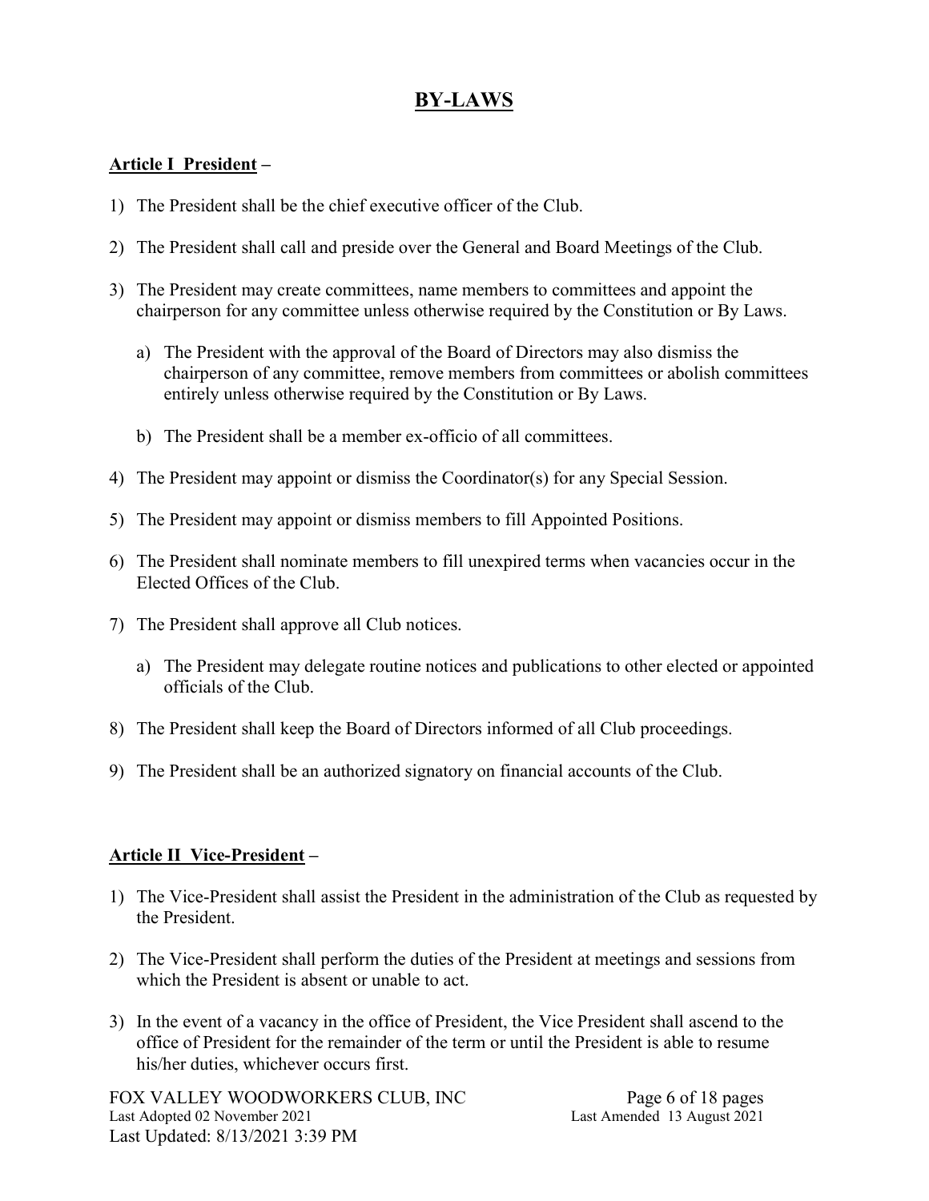# BY-LAWS

## Article I  President –

1) The President shall be the chief executive officer of the Club.

2) The President shall call and preside over the General and Board Meetings of the Club.

3) The President may create committees, name members to committees and appoint the chairperson for any committee unless otherwise required by the Constitution or By Laws.

   a) The President with the approval of the Board of Directors may also dismiss the chairperson of any committee, remove members from committees or abolish committees entirely unless otherwise required by the Constitution or By Laws.

   b) The President shall be a member ex-officio of all committees.

4) The President may appoint or dismiss the Coordinator(s) for any Special Session.

5) The President may appoint or dismiss members to fill Appointed Positions.

6) The President shall nominate members to fill unexpired terms when vacancies occur in the Elected Offices of the Club.

7) The President shall approve all Club notices.

   a) The President may delegate routine notices and publications to other elected or appointed officials of the Club.

8) The President shall keep the Board of Directors informed of all Club proceedings.

9) The President shall be an authorized signatory on financial accounts of the Club.

## Article II  Vice-President –

1) The Vice-President shall assist the President in the administration of the Club as requested by the President.

2) The Vice-President shall perform the duties of the President at meetings and sessions from which the President is absent or unable to act.

3) In the event of a vacancy in the office of President, the Vice President shall ascend to the office of President for the remainder of the term or until the President is able to resume his/her duties, whichever occurs first.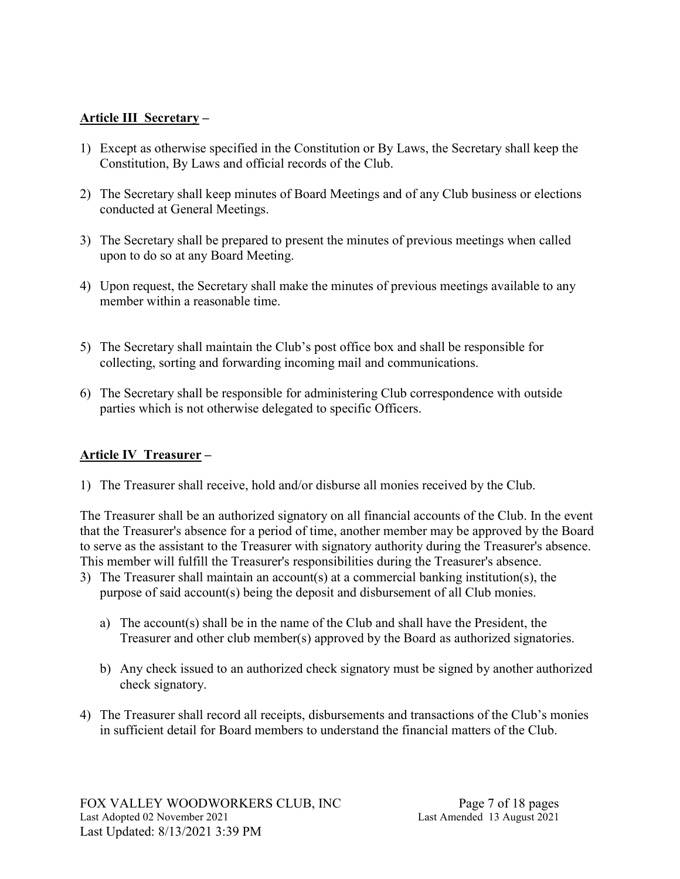**<u>Article III Secretary</u> –**

1) Except as otherwise specified in the Constitution or By Laws, the Secretary shall keep the Constitution, By Laws and official records of the Club.

2) The Secretary shall keep minutes of Board Meetings and of any Club business or elections conducted at General Meetings.

3) The Secretary shall be prepared to present the minutes of previous meetings when called upon to do so at any Board Meeting.

4) Upon request, the Secretary shall make the minutes of previous meetings available to any member within a reasonable time.

5) The Secretary shall maintain the Club's post office box and shall be responsible for collecting, sorting and forwarding incoming mail and communications.

6) The Secretary shall be responsible for administering Club correspondence with outside parties which is not otherwise delegated to specific Officers.

**<u>Article IV Treasurer</u> –**

1) The Treasurer shall receive, hold and/or disburse all monies received by the Club.

The Treasurer shall be an authorized signatory on all financial accounts of the Club. In the event that the Treasurer's absence for a period of time, another member may be approved by the Board to serve as the assistant to the Treasurer with signatory authority during the Treasurer's absence. This member will fulfill the Treasurer's responsibilities during the Treasurer's absence.

3) The Treasurer shall maintain an account(s) at a commercial banking institution(s), the purpose of said account(s) being the deposit and disbursement of all Club monies.

   a) The account(s) shall be in the name of the Club and shall have the President, the Treasurer and other club member(s) approved by the Board as authorized signatories.

   b) Any check issued to an authorized check signatory must be signed by another authorized check signatory.

4) The Treasurer shall record all receipts, disbursements and transactions of the Club's monies in sufficient detail for Board members to understand the financial matters of the Club.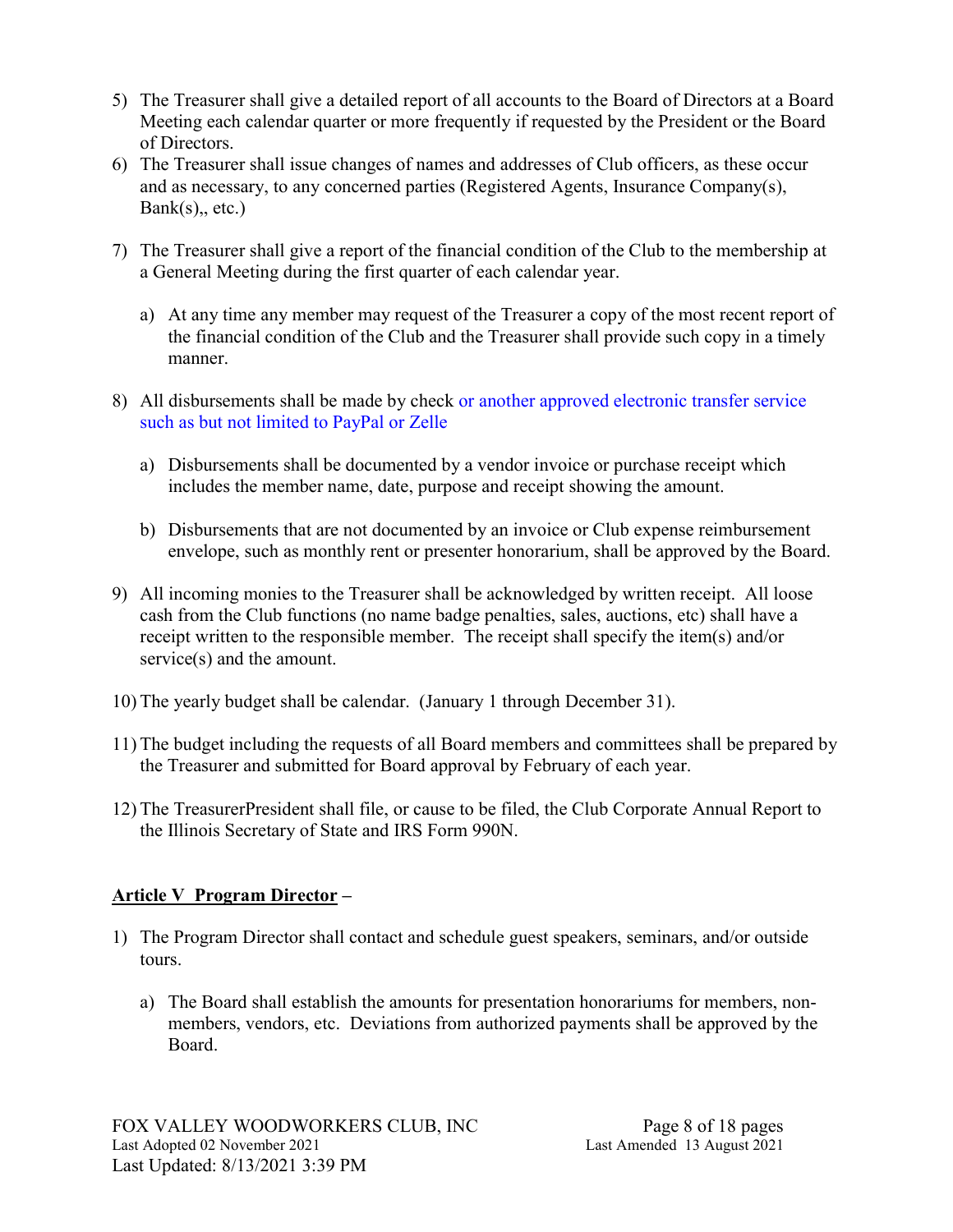5) The Treasurer shall give a detailed report of all accounts to the Board of Directors at a Board Meeting each calendar quarter or more frequently if requested by the President or the Board of Directors.
6) The Treasurer shall issue changes of names and addresses of Club officers, as these occur and as necessary, to any concerned parties (Registered Agents, Insurance Company(s), Bank(s),, etc.)

7) The Treasurer shall give a report of the financial condition of the Club to the membership at a General Meeting during the first quarter of each calendar year.

   a) At any time any member may request of the Treasurer a copy of the most recent report of the financial condition of the Club and the Treasurer shall provide such copy in a timely manner.

8) All disbursements shall be made by check or another approved electronic transfer service such as but not limited to PayPal or Zelle

   a) Disbursements shall be documented by a vendor invoice or purchase receipt which includes the member name, date, purpose and receipt showing the amount.

   b) Disbursements that are not documented by an invoice or Club expense reimbursement envelope, such as monthly rent or presenter honorarium, shall be approved by the Board.

9) All incoming monies to the Treasurer shall be acknowledged by written receipt. All loose cash from the Club functions (no name badge penalties, sales, auctions, etc) shall have a receipt written to the responsible member. The receipt shall specify the item(s) and/or service(s) and the amount.

10) The yearly budget shall be calendar. (January 1 through December 31).

11) The budget including the requests of all Board members and committees shall be prepared by the Treasurer and submitted for Board approval by February of each year.

12) The TreasurerPresident shall file, or cause to be filed, the Club Corporate Annual Report to the Illinois Secretary of State and IRS Form 990N.

## **Article V Program Director** –

1) The Program Director shall contact and schedule guest speakers, seminars, and/or outside tours.

   a) The Board shall establish the amounts for presentation honorariums for members, non-members, vendors, etc. Deviations from authorized payments shall be approved by the Board.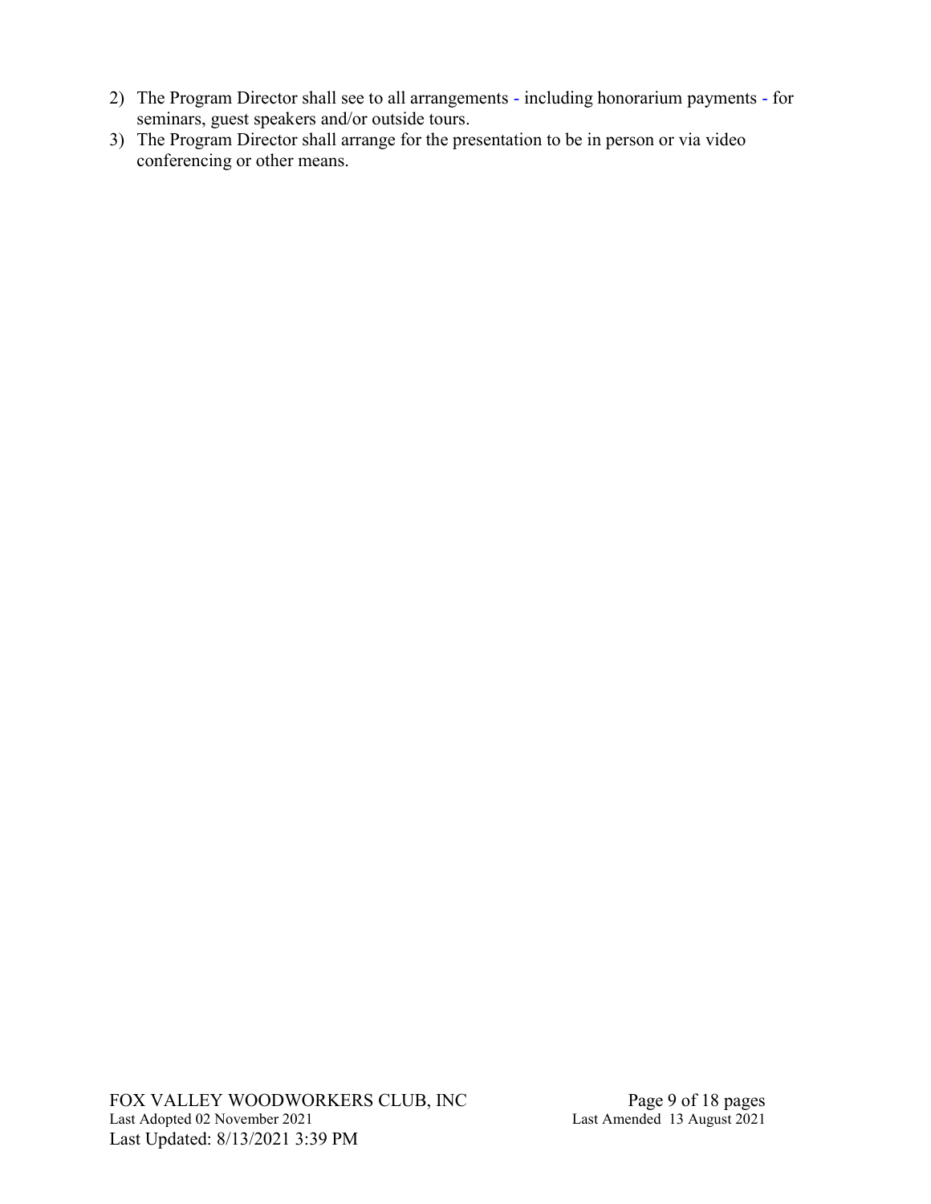2) The Program Director shall see to all arrangements - including honorarium payments - for seminars, guest speakers and/or outside tours.
3) The Program Director shall arrange for the presentation to be in person or via video conferencing or other means.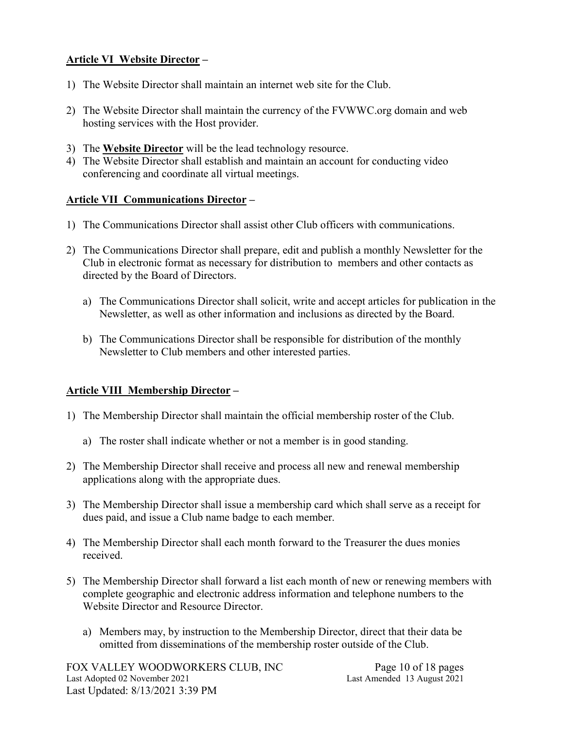**Article VI  Website Director** –

1) The Website Director shall maintain an internet web site for the Club.

2) The Website Director shall maintain the currency of the FVWWC.org domain and web hosting services with the Host provider.

3) The **Website Director** will be the lead technology resource.
4) The Website Director shall establish and maintain an account for conducting video conferencing and coordinate all virtual meetings.

**Article VII  Communications Director** –

1) The Communications Director shall assist other Club officers with communications.

2) The Communications Director shall prepare, edit and publish a monthly Newsletter for the Club in electronic format as necessary for distribution to members and other contacts as directed by the Board of Directors.

   a) The Communications Director shall solicit, write and accept articles for publication in the Newsletter, as well as other information and inclusions as directed by the Board.

   b) The Communications Director shall be responsible for distribution of the monthly Newsletter to Club members and other interested parties.

**Article VIII  Membership Director** –

1) The Membership Director shall maintain the official membership roster of the Club.

   a) The roster shall indicate whether or not a member is in good standing.

2) The Membership Director shall receive and process all new and renewal membership applications along with the appropriate dues.

3) The Membership Director shall issue a membership card which shall serve as a receipt for dues paid, and issue a Club name badge to each member.

4) The Membership Director shall each month forward to the Treasurer the dues monies received.

5) The Membership Director shall forward a list each month of new or renewing members with complete geographic and electronic address information and telephone numbers to the Website Director and Resource Director.

   a) Members may, by instruction to the Membership Director, direct that their data be omitted from disseminations of the membership roster outside of the Club.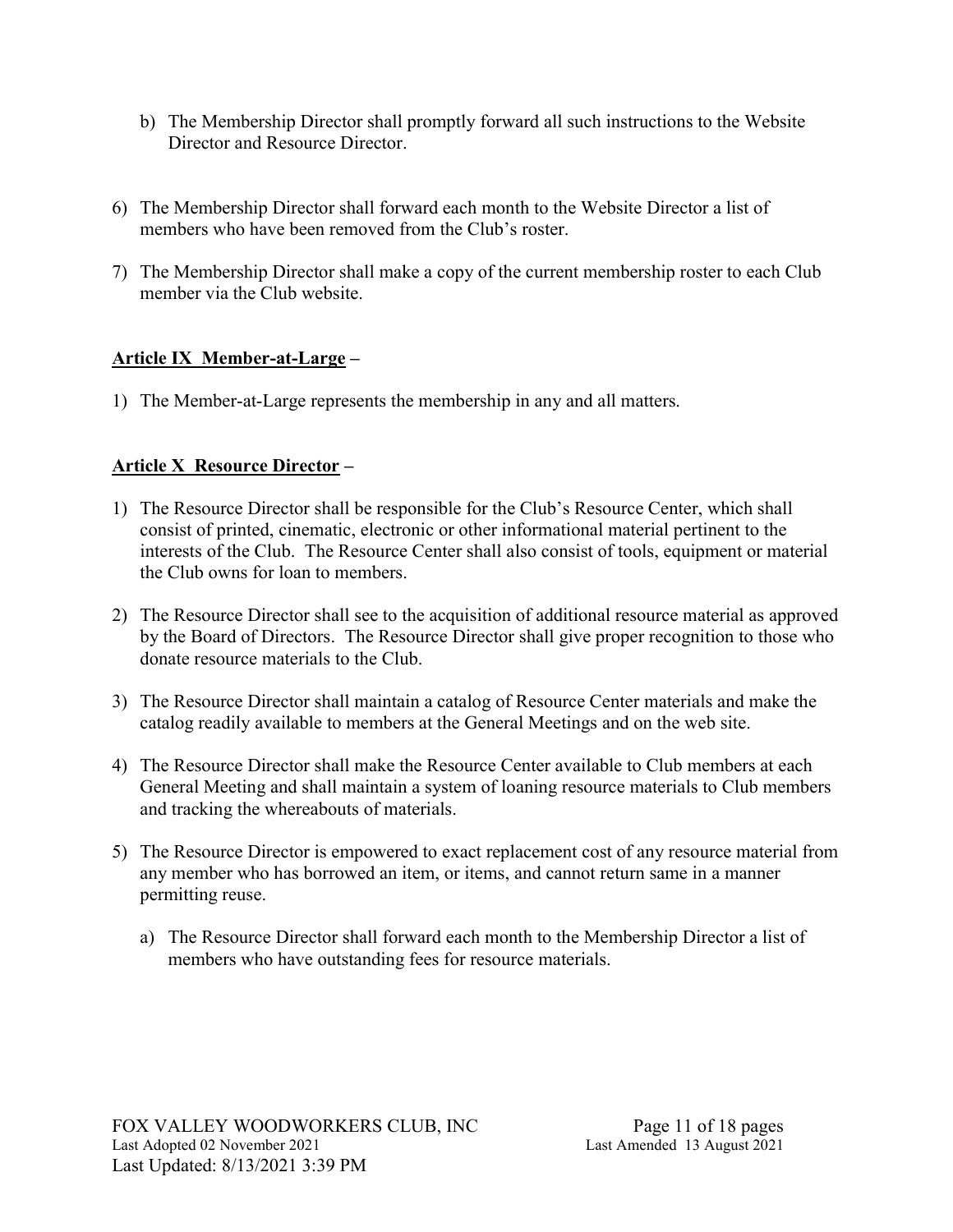b) The Membership Director shall promptly forward all such instructions to the Website Director and Resource Director.

6) The Membership Director shall forward each month to the Website Director a list of members who have been removed from the Club's roster.

7) The Membership Director shall make a copy of the current membership roster to each Club member via the Club website.

## **<u>Article IX Member-at-Large</u> –**

1) The Member-at-Large represents the membership in any and all matters.

## **<u>Article X Resource Director</u> –**

1) The Resource Director shall be responsible for the Club's Resource Center, which shall consist of printed, cinematic, electronic or other informational material pertinent to the interests of the Club. The Resource Center shall also consist of tools, equipment or material the Club owns for loan to members.

2) The Resource Director shall see to the acquisition of additional resource material as approved by the Board of Directors. The Resource Director shall give proper recognition to those who donate resource materials to the Club.

3) The Resource Director shall maintain a catalog of Resource Center materials and make the catalog readily available to members at the General Meetings and on the web site.

4) The Resource Director shall make the Resource Center available to Club members at each General Meeting and shall maintain a system of loaning resource materials to Club members and tracking the whereabouts of materials.

5) The Resource Director is empowered to exact replacement cost of any resource material from any member who has borrowed an item, or items, and cannot return same in a manner permitting reuse.

   a) The Resource Director shall forward each month to the Membership Director a list of members who have outstanding fees for resource materials.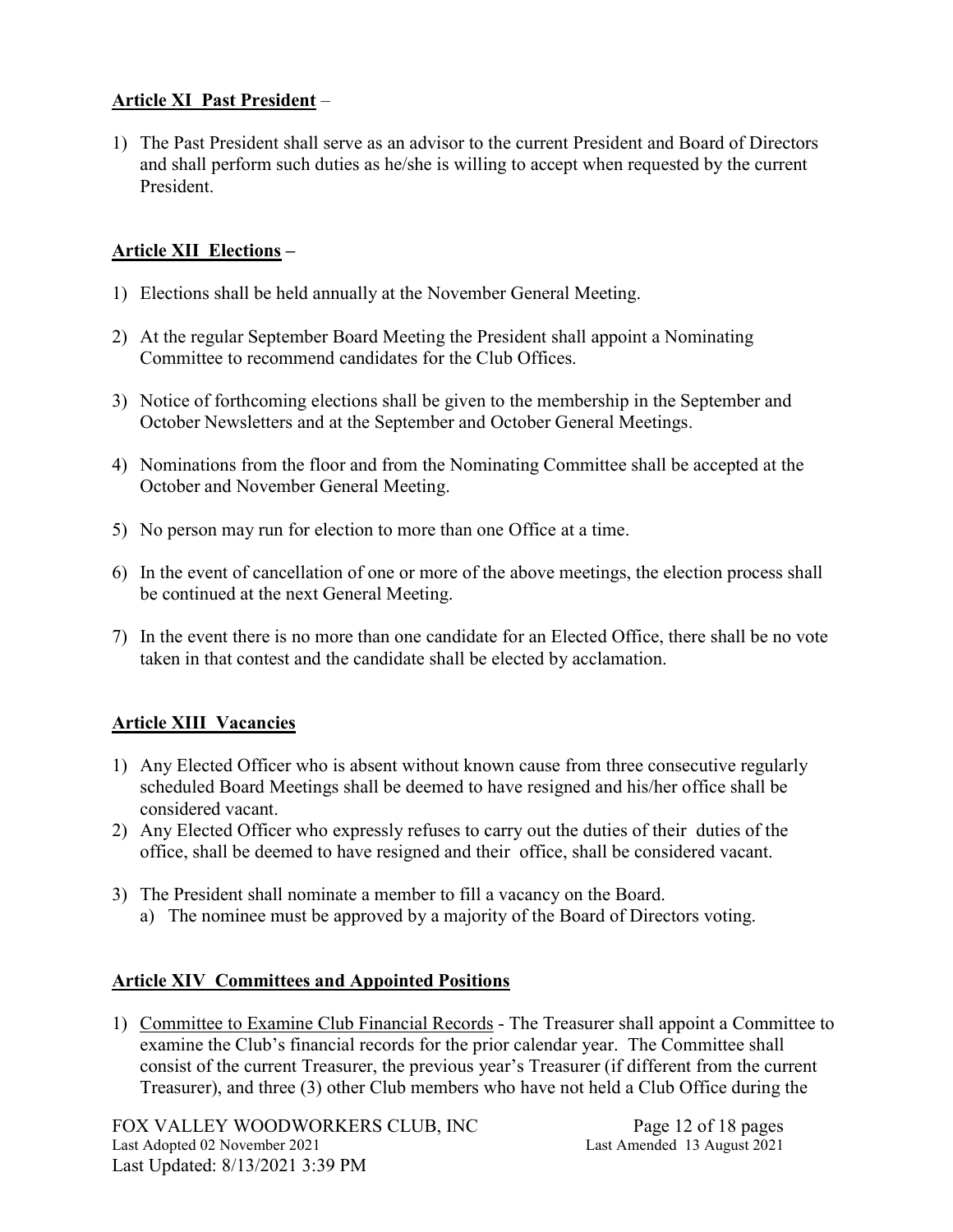**Article XI Past President** –

1) The Past President shall serve as an advisor to the current President and Board of Directors and shall perform such duties as he/she is willing to accept when requested by the current President.

**Article XII Elections –**

1) Elections shall be held annually at the November General Meeting.

2) At the regular September Board Meeting the President shall appoint a Nominating Committee to recommend candidates for the Club Offices.

3) Notice of forthcoming elections shall be given to the membership in the September and October Newsletters and at the September and October General Meetings.

4) Nominations from the floor and from the Nominating Committee shall be accepted at the October and November General Meeting.

5) No person may run for election to more than one Office at a time.

6) In the event of cancellation of one or more of the above meetings, the election process shall be continued at the next General Meeting.

7) In the event there is no more than one candidate for an Elected Office, there shall be no vote taken in that contest and the candidate shall be elected by acclamation.

**Article XIII Vacancies**

1) Any Elected Officer who is absent without known cause from three consecutive regularly scheduled Board Meetings shall be deemed to have resigned and his/her office shall be considered vacant.
2) Any Elected Officer who expressly refuses to carry out the duties of their duties of the office, shall be deemed to have resigned and their office, shall be considered vacant.

3) The President shall nominate a member to fill a vacancy on the Board.
   a) The nominee must be approved by a majority of the Board of Directors voting.

**Article XIV Committees and Appointed Positions**

1) Committee to Examine Club Financial Records - The Treasurer shall appoint a Committee to examine the Club's financial records for the prior calendar year. The Committee shall consist of the current Treasurer, the previous year's Treasurer (if different from the current Treasurer), and three (3) other Club members who have not held a Club Office during the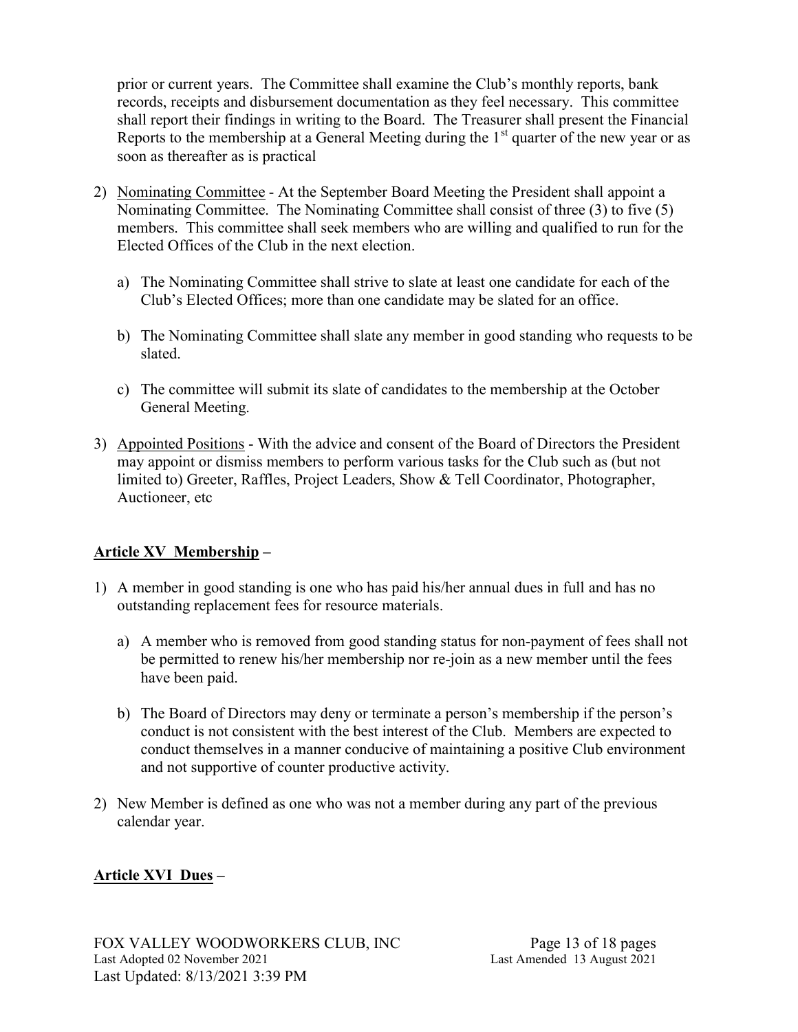prior or current years. The Committee shall examine the Club's monthly reports, bank records, receipts and disbursement documentation as they feel necessary. This committee shall report their findings in writing to the Board. The Treasurer shall present the Financial Reports to the membership at a General Meeting during the 1st quarter of the new year or as soon as thereafter as is practical

2) <u>Nominating Committee</u> - At the September Board Meeting the President shall appoint a Nominating Committee. The Nominating Committee shall consist of three (3) to five (5) members. This committee shall seek members who are willing and qualified to run for the Elected Offices of the Club in the next election.

   a) The Nominating Committee shall strive to slate at least one candidate for each of the Club's Elected Offices; more than one candidate may be slated for an office.

   b) The Nominating Committee shall slate any member in good standing who requests to be slated.

   c) The committee will submit its slate of candidates to the membership at the October General Meeting.

3) <u>Appointed Positions</u> - With the advice and consent of the Board of Directors the President may appoint or dismiss members to perform various tasks for the Club such as (but not limited to) Greeter, Raffles, Project Leaders, Show & Tell Coordinator, Photographer, Auctioneer, etc

## **<u>Article XV Membership</u> –**

1) A member in good standing is one who has paid his/her annual dues in full and has no outstanding replacement fees for resource materials.

   a) A member who is removed from good standing status for non-payment of fees shall not be permitted to renew his/her membership nor re-join as a new member until the fees have been paid.

   b) The Board of Directors may deny or terminate a person's membership if the person's conduct is not consistent with the best interest of the Club. Members are expected to conduct themselves in a manner conducive of maintaining a positive Club environment and not supportive of counter productive activity.

2) New Member is defined as one who was not a member during any part of the previous calendar year.

## **<u>Article XVI Dues</u> –**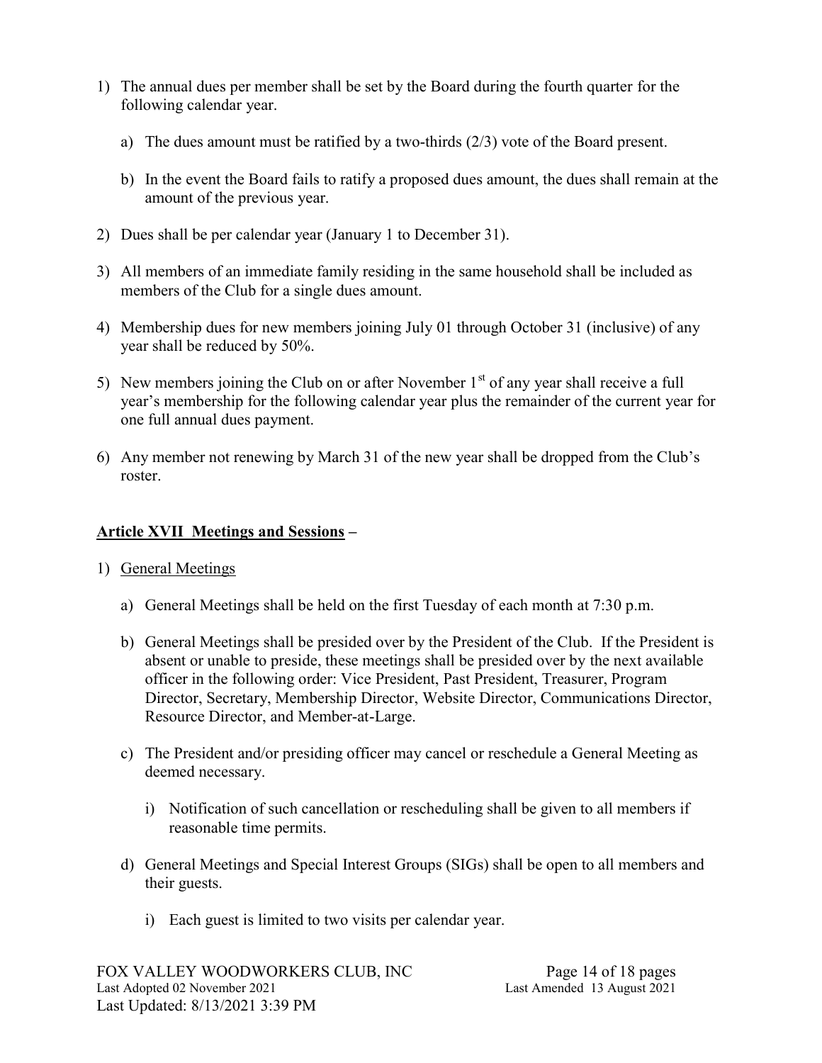1) The annual dues per member shall be set by the Board during the fourth quarter for the following calendar year.

   a) The dues amount must be ratified by a two-thirds (2/3) vote of the Board present.

   b) In the event the Board fails to ratify a proposed dues amount, the dues shall remain at the amount of the previous year.

2) Dues shall be per calendar year (January 1 to December 31).

3) All members of an immediate family residing in the same household shall be included as members of the Club for a single dues amount.

4) Membership dues for new members joining July 01 through October 31 (inclusive) of any year shall be reduced by 50%.

5) New members joining the Club on or after November 1st of any year shall receive a full year's membership for the following calendar year plus the remainder of the current year for one full annual dues payment.

6) Any member not renewing by March 31 of the new year shall be dropped from the Club's roster.

**Article XVII Meetings and Sessions –**

1) General Meetings

   a) General Meetings shall be held on the first Tuesday of each month at 7:30 p.m.

   b) General Meetings shall be presided over by the President of the Club. If the President is absent or unable to preside, these meetings shall be presided over by the next available officer in the following order: Vice President, Past President, Treasurer, Program Director, Secretary, Membership Director, Website Director, Communications Director, Resource Director, and Member-at-Large.

   c) The President and/or presiding officer may cancel or reschedule a General Meeting as deemed necessary.

      i) Notification of such cancellation or rescheduling shall be given to all members if reasonable time permits.

   d) General Meetings and Special Interest Groups (SIGs) shall be open to all members and their guests.

      i) Each guest is limited to two visits per calendar year.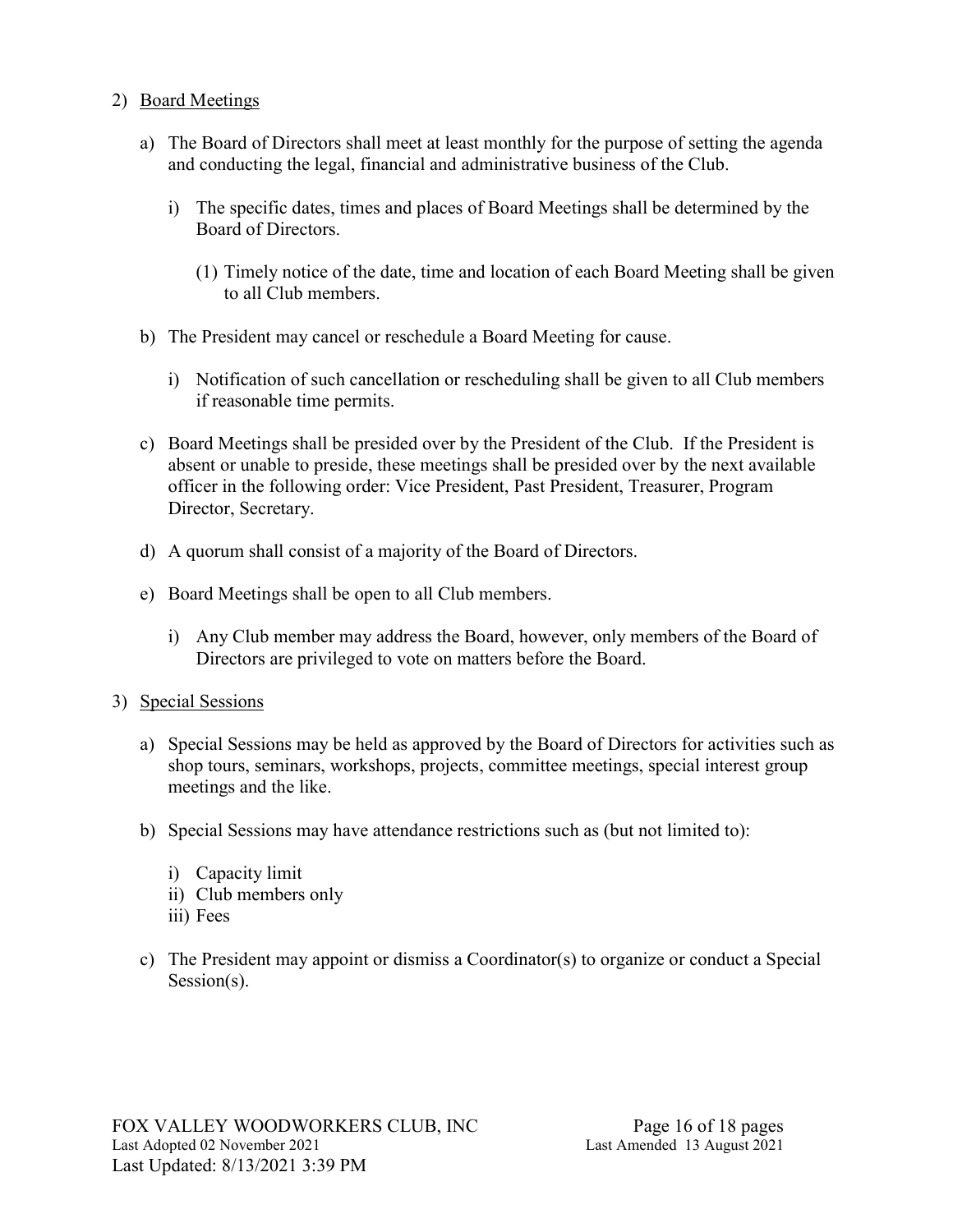2) <u>Board Meetings</u>

   a) The Board of Directors shall meet at least monthly for the purpose of setting the agenda and conducting the legal, financial and administrative business of the Club.

      i) The specific dates, times and places of Board Meetings shall be determined by the Board of Directors.

         (1) Timely notice of the date, time and location of each Board Meeting shall be given to all Club members.

   b) The President may cancel or reschedule a Board Meeting for cause.

      i) Notification of such cancellation or rescheduling shall be given to all Club members if reasonable time permits.

   c) Board Meetings shall be presided over by the President of the Club. If the President is absent or unable to preside, these meetings shall be presided over by the next available officer in the following order: Vice President, Past President, Treasurer, Program Director, Secretary.

   d) A quorum shall consist of a majority of the Board of Directors.

   e) Board Meetings shall be open to all Club members.

      i) Any Club member may address the Board, however, only members of the Board of Directors are privileged to vote on matters before the Board.

3) <u>Special Sessions</u>

   a) Special Sessions may be held as approved by the Board of Directors for activities such as shop tours, seminars, workshops, projects, committee meetings, special interest group meetings and the like.

   b) Special Sessions may have attendance restrictions such as (but not limited to):

      i) Capacity limit
      ii) Club members only
      iii) Fees

   c) The President may appoint or dismiss a Coordinator(s) to organize or conduct a Special Session(s).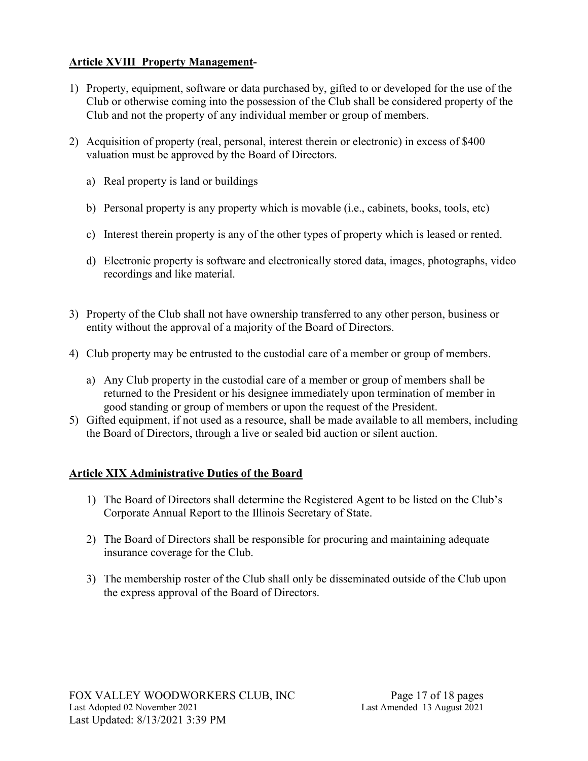**Article XVIII  Property Management-**

1) Property, equipment, software or data purchased by, gifted to or developed for the use of the Club or otherwise coming into the possession of the Club shall be considered property of the Club and not the property of any individual member or group of members.

2) Acquisition of property (real, personal, interest therein or electronic) in excess of $400 valuation must be approved by the Board of Directors.

   a) Real property is land or buildings

   b) Personal property is any property which is movable (i.e., cabinets, books, tools, etc)

   c) Interest therein property is any of the other types of property which is leased or rented.

   d) Electronic property is software and electronically stored data, images, photographs, video recordings and like material.

3) Property of the Club shall not have ownership transferred to any other person, business or entity without the approval of a majority of the Board of Directors.

4) Club property may be entrusted to the custodial care of a member or group of members.

   a) Any Club property in the custodial care of a member or group of members shall be returned to the President or his designee immediately upon termination of member in good standing or group of members or upon the request of the President.

5) Gifted equipment, if not used as a resource, shall be made available to all members, including the Board of Directors, through a live or sealed bid auction or silent auction.

**Article XIX Administrative Duties of the Board**

1) The Board of Directors shall determine the Registered Agent to be listed on the Club's Corporate Annual Report to the Illinois Secretary of State.

2) The Board of Directors shall be responsible for procuring and maintaining adequate insurance coverage for the Club.

3) The membership roster of the Club shall only be disseminated outside of the Club upon the express approval of the Board of Directors.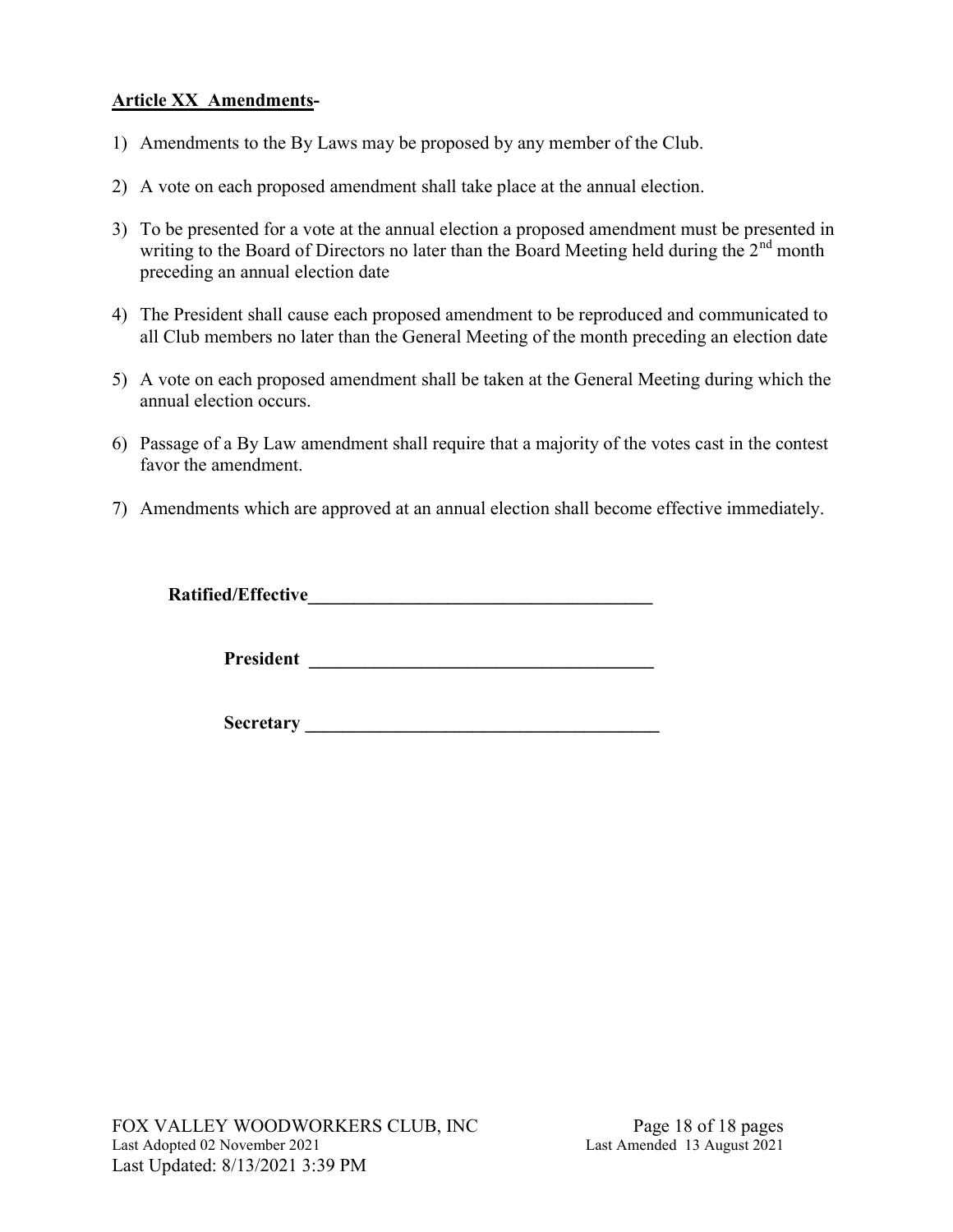**Article XX Amendments-**

1) Amendments to the By Laws may be proposed by any member of the Club.

2) A vote on each proposed amendment shall take place at the annual election.

3) To be presented for a vote at the annual election a proposed amendment must be presented in writing to the Board of Directors no later than the Board Meeting held during the 2nd month preceding an annual election date

4) The President shall cause each proposed amendment to be reproduced and communicated to all Club members no later than the General Meeting of the month preceding an election date

5) A vote on each proposed amendment shall be taken at the General Meeting during which the annual election occurs.

6) Passage of a By Law amendment shall require that a majority of the votes cast in the contest favor the amendment.

7) Amendments which are approved at an annual election shall become effective immediately.

**Ratified/Effective**______________________________________

**President** ______________________________________

**Secretary** ______________________________________

FOX VALLEY WOODWORKERS CLUB, INC
Last Adopted 02 November 2021
Last Amended 13 August 2021
Last Updated: 8/13/2021 3:39 PM